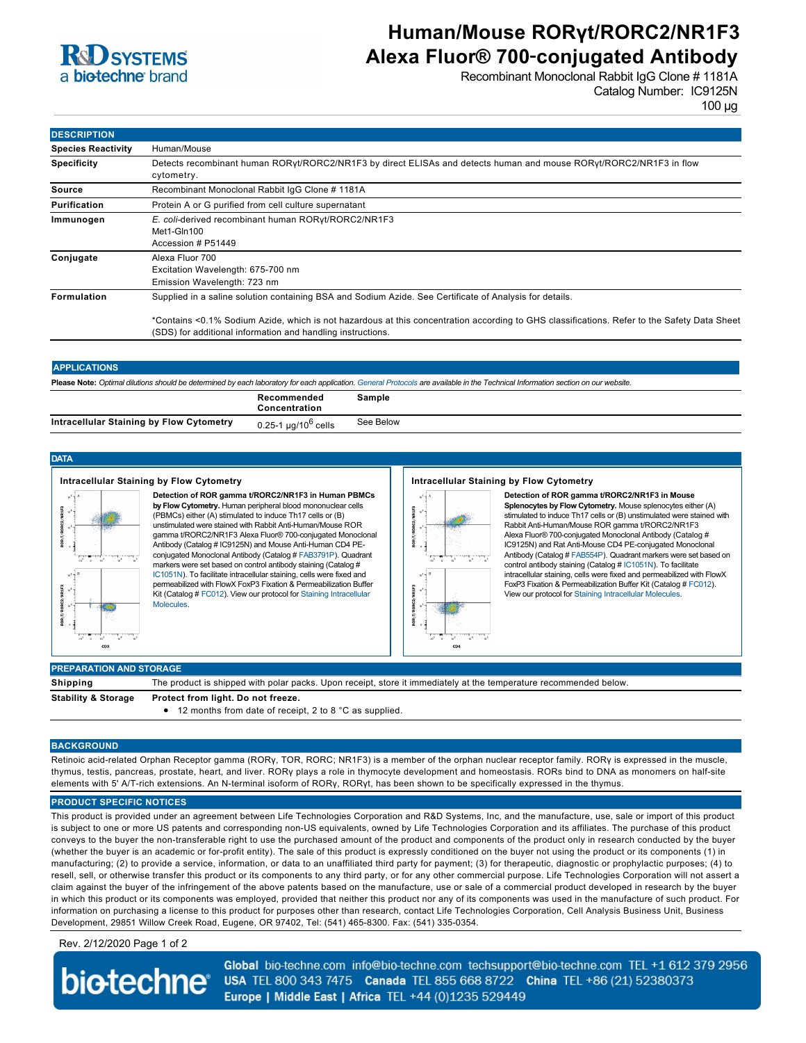# Human/Mouse RORγt/RORC2/NR1F3 Alexa Fluor® 700-conjugated Antibody

Recombinant Monoclonal Rabbit IgG Clone # 1181A
Catalog Number: IC9125N
100 µg

## DESCRIPTION

| | |
|---|---|
| **Species Reactivity** | Human/Mouse |
| **Specificity** | Detects recombinant human RORγt/RORC2/NR1F3 by direct ELISAs and detects human and mouse RORγt/RORC2/NR1F3 in flow cytometry. |
| **Source** | Recombinant Monoclonal Rabbit IgG Clone # 1181A |
| **Purification** | Protein A or G purified from cell culture supernatant |
| **Immunogen** | *E. coli*-derived recombinant human RORγt/RORC2/NR1F3<br>Met1-Gln100<br>Accession # P51449 |
| **Conjugate** | Alexa Fluor 700<br>Excitation Wavelength: 675-700 nm<br>Emission Wavelength: 723 nm |
| **Formulation** | Supplied in a saline solution containing BSA and Sodium Azide. See Certificate of Analysis for details.<br><br>*Contains <0.1% Sodium Azide, which is not hazardous at this concentration according to GHS classifications. Refer to the Safety Data Sheet (SDS) for additional information and handling instructions. |

## APPLICATIONS

**Please Note:** *Optimal dilutions should be determined by each laboratory for each application. General Protocols are available in the Technical Information section on our website.*

| | Recommended Concentration | Sample |
|---|---|---|
| **Intracellular Staining by Flow Cytometry** | 0.25-1 µg/$10^6$ cells | See Below |

## DATA

### Intracellular Staining by Flow Cytometry

**Detection of ROR gamma t/RORC2/NR1F3 in Human PBMCs by Flow Cytometry.** Human peripheral blood mononuclear cells (PBMCs) either (A) stimulated to induce Th17 cells or (B) unstimulated were stained with Rabbit Anti-Human/Mouse ROR gamma t/RORC2/NR1F3 Alexa Fluor® 700-conjugated Monoclonal Antibody (Catalog # IC9125N) and Mouse Anti-Human CD4 PE-conjugated Monoclonal Antibody (Catalog # FAB3791P). Quadrant markers were set based on control antibody staining (Catalog # IC1051N). To facilitate intracellular staining, cells were fixed and permeabilized with FlowX FoxP3 Fixation & Permeabilization Buffer Kit (Catalog # FC012). View our protocol for Staining Intracellular Molecules.

### Intracellular Staining by Flow Cytometry

**Detection of ROR gamma t/RORC2/NR1F3 in Mouse Splenocytes by Flow Cytometry.** Mouse splenocytes either (A) stimulated to induce Th17 cells or (B) unstimulated were stained with Rabbit Anti-Human/Mouse ROR gamma t/RORC2/NR1F3 Alexa Fluor® 700-conjugated Monoclonal Antibody (Catalog # IC9125N) and Rat Anti-Mouse CD4 PE-conjugated Monoclonal Antibody (Catalog # FAB554P). Quadrant markers were set based on control antibody staining (Catalog # IC1051N). To facilitate intracellular staining, cells were fixed and permeabilized with FlowX FoxP3 Fixation & Permeabilization Buffer Kit (Catalog # FC012). View our protocol for Staining Intracellular Molecules.

## PREPARATION AND STORAGE

| | |
|---|---|
| **Shipping** | The product is shipped with polar packs. Upon receipt, store it immediately at the temperature recommended below. |
| **Stability & Storage** | **Protect from light. Do not freeze.**<br>• 12 months from date of receipt, 2 to 8 °C as supplied. |

## BACKGROUND

Retinoic acid-related Orphan Receptor gamma (RORγ, TOR, RORC; NR1F3) is a member of the orphan nuclear receptor family. RORγ is expressed in the muscle, thymus, testis, pancreas, prostate, heart, and liver. RORγ plays a role in thymocyte development and homeostasis. RORs bind to DNA as monomers on half-site elements with 5' A/T-rich extensions. An N-terminal isoform of RORγ, RORγt, has been shown to be specifically expressed in the thymus.

## PRODUCT SPECIFIC NOTICES

This product is provided under an agreement between Life Technologies Corporation and R&D Systems, Inc, and the manufacture, use, sale or import of this product is subject to one or more US patents and corresponding non-US equivalents, owned by Life Technologies Corporation and its affiliates. The purchase of this product conveys to the buyer the non-transferable right to use the purchased amount of the product and components of the product only in research conducted by the buyer (whether the buyer is an academic or for-profit entity). The sale of this product is expressly conditioned on the buyer not using the product or its components (1) in manufacturing; (2) to provide a service, information, or data to an unaffiliated third party for payment; (3) for therapeutic, diagnostic or prophylactic purposes; (4) to resell, sell, or otherwise transfer this product or its components to any third party, or for any other commercial purpose. Life Technologies Corporation will not assert a claim against the buyer of the infringement of the above patents based on the manufacture, use or sale of a commercial product developed in research by the buyer in which this product or its components was employed, provided that neither this product nor any of its components was used in the manufacture of such product. For information on purchasing a license to this product for purposes other than research, contact Life Technologies Corporation, Cell Analysis Business Unit, Business Development, 29851 Willow Creek Road, Eugene, OR 97402, Tel: (541) 465-8300. Fax: (541) 335-0354.

Rev. 2/12/2020

**Global** bio-techne.com info@bio-techne.com techsupport@bio-techne.com TEL +1 612 379 2956
**USA** TEL 800 343 7475 **Canada** TEL 855 668 8722 **China** TEL +86 (21) 52380373
**Europe | Middle East | Africa** TEL +44 (0)1235 529449